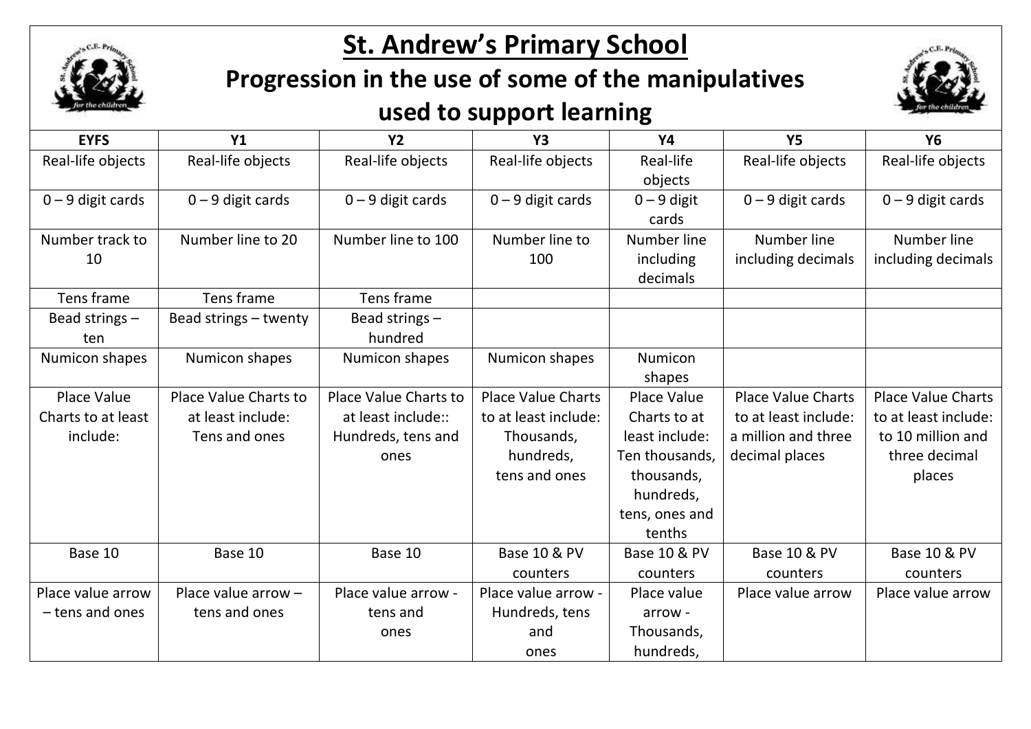# St. Andrew's Primary School

## Progression in the use of some of the manipulatives used to support learning

| EYFS | Y1 | Y2 | Y3 | Y4 | Y5 | Y6 |
|---|---|---|---|---|---|---|
| Real-life objects | Real-life objects | Real-life objects | Real-life objects | Real-life objects | Real-life objects | Real-life objects |
| 0 – 9 digit cards | 0 – 9 digit cards | 0 – 9 digit cards | 0 – 9 digit cards | 0 – 9 digit cards | 0 – 9 digit cards | 0 – 9 digit cards |
| Number track to 10 | Number line to 20 | Number line to 100 | Number line to 100 | Number line including decimals | Number line including decimals | Number line including decimals |
| Tens frame | Tens frame | Tens frame | | | | |
| Bead strings – ten | Bead strings – twenty | Bead strings – hundred | | | | |
| Numicon shapes | Numicon shapes | Numicon shapes | Numicon shapes | Numicon shapes | | |
| Place Value Charts to at least include: | Place Value Charts to at least include: Tens and ones | Place Value Charts to at least include:: Hundreds, tens and ones | Place Value Charts to at least include: Thousands, hundreds, tens and ones | Place Value Charts to at least include: Ten thousands, thousands, hundreds, tens, ones and tenths | Place Value Charts to at least include: a million and three decimal places | Place Value Charts to at least include: to 10 million and three decimal places |
| Base 10 | Base 10 | Base 10 | Base 10 & PV counters | Base 10 & PV counters | Base 10 & PV counters | Base 10 & PV counters |
| Place value arrow – tens and ones | Place value arrow – tens and ones | Place value arrow - tens and ones | Place value arrow - Hundreds, tens and ones | Place value arrow - Thousands, hundreds, | Place value arrow | Place value arrow |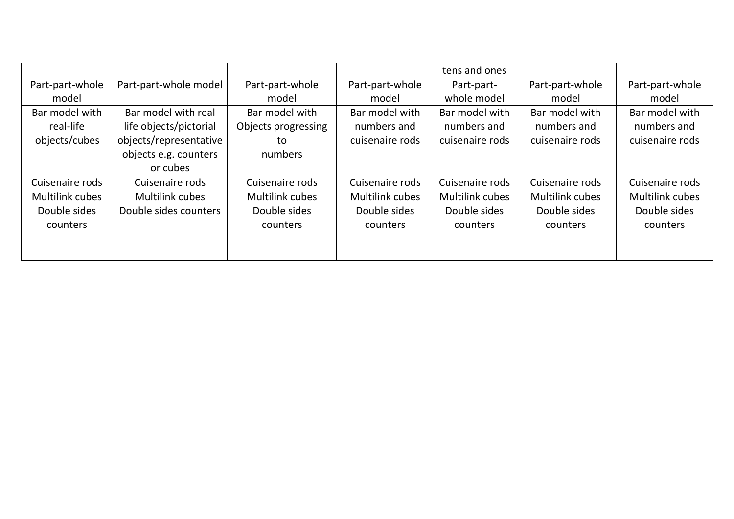| | | | | | | |
|---|---|---|---|---|---|---|
| | | | | tens and ones | | |
| Part-part-whole model | Part-part-whole model | Part-part-whole model | Part-part-whole model | Part-part-whole model | Part-part-whole model | Part-part-whole model |
| Bar model with real-life objects/cubes | Bar model with real life objects/pictorial objects/representative objects e.g. counters or cubes | Bar model with Objects progressing to numbers | Bar model with numbers and cuisenaire rods | Bar model with numbers and cuisenaire rods | Bar model with numbers and cuisenaire rods | Bar model with numbers and cuisenaire rods |
| Cuisenaire rods | Cuisenaire rods | Cuisenaire rods | Cuisenaire rods | Cuisenaire rods | Cuisenaire rods | Cuisenaire rods |
| Multilink cubes | Multilink cubes | Multilink cubes | Multilink cubes | Multilink cubes | Multilink cubes | Multilink cubes |
| Double sides counters | Double sides counters | Double sides counters | Double sides counters | Double sides counters | Double sides counters | Double sides counters |